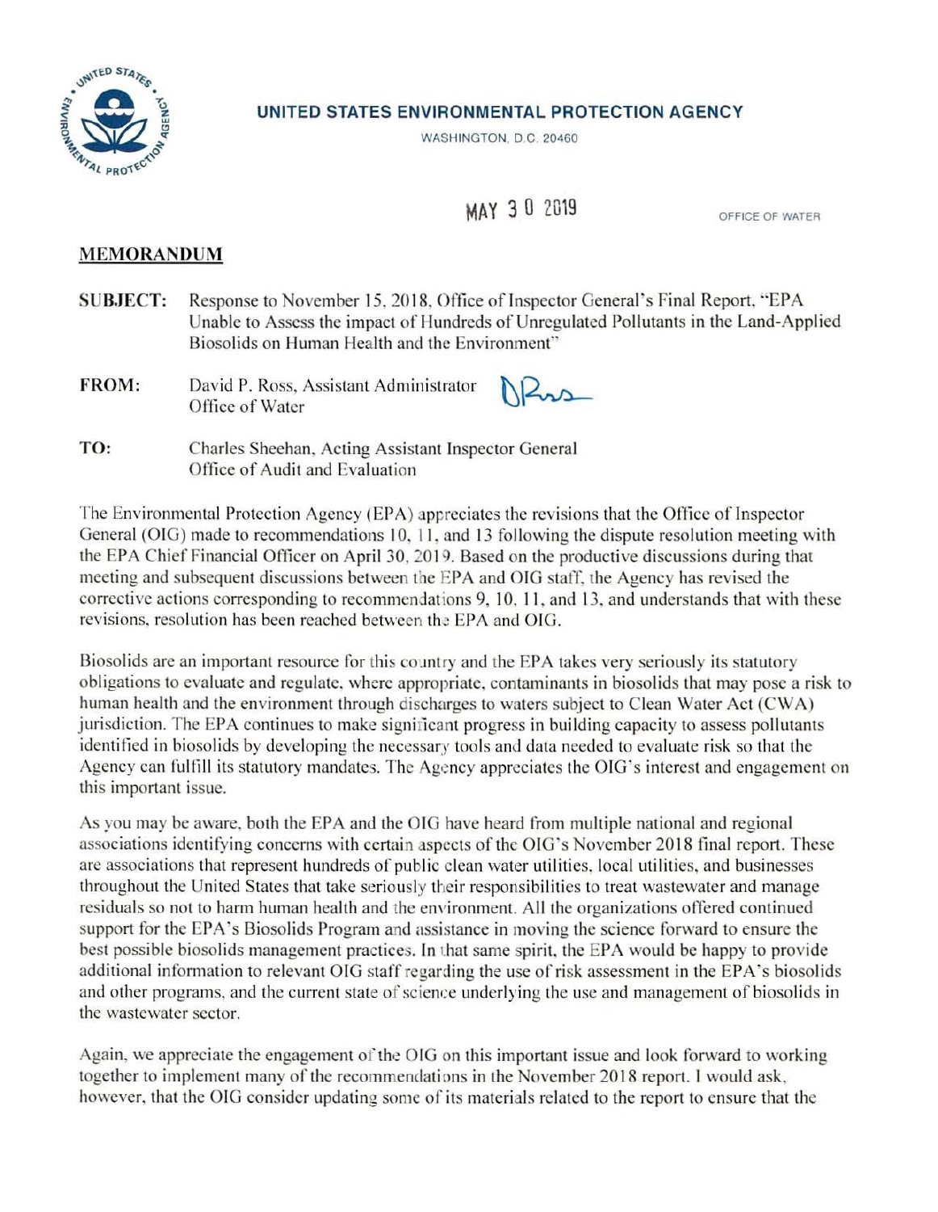**UNITED STATES ENVIRONMENTAL PROTECTION AGENCY**

WASHINGTON, D.C. 20460

MAY 30 2019

OFFICE OF WATER

## MEMORANDUM

**SUBJECT:** Response to November 15, 2018, Office of Inspector General's Final Report, "EPA Unable to Assess the impact of Hundreds of Unregulated Pollutants in the Land-Applied Biosolids on Human Health and the Environment"

**FROM:** David P. Ross, Assistant Administrator
Office of Water

**TO:** Charles Sheehan, Acting Assistant Inspector General
Office of Audit and Evaluation

The Environmental Protection Agency (EPA) appreciates the revisions that the Office of Inspector General (OIG) made to recommendations 10, 11, and 13 following the dispute resolution meeting with the EPA Chief Financial Officer on April 30, 2019. Based on the productive discussions during that meeting and subsequent discussions between the EPA and OIG staff, the Agency has revised the corrective actions corresponding to recommendations 9, 10, 11, and 13, and understands that with these revisions, resolution has been reached between the EPA and OIG.

Biosolids are an important resource for this country and the EPA takes very seriously its statutory obligations to evaluate and regulate, where appropriate, contaminants in biosolids that may pose a risk to human health and the environment through discharges to waters subject to Clean Water Act (CWA) jurisdiction. The EPA continues to make significant progress in building capacity to assess pollutants identified in biosolids by developing the necessary tools and data needed to evaluate risk so that the Agency can fulfill its statutory mandates. The Agency appreciates the OIG's interest and engagement on this important issue.

As you may be aware, both the EPA and the OIG have heard from multiple national and regional associations identifying concerns with certain aspects of the OIG's November 2018 final report. These are associations that represent hundreds of public clean water utilities, local utilities, and businesses throughout the United States that take seriously their responsibilities to treat wastewater and manage residuals so not to harm human health and the environment. All the organizations offered continued support for the EPA's Biosolids Program and assistance in moving the science forward to ensure the best possible biosolids management practices. In that same spirit, the EPA would be happy to provide additional information to relevant OIG staff regarding the use of risk assessment in the EPA's biosolids and other programs, and the current state of science underlying the use and management of biosolids in the wastewater sector.

Again, we appreciate the engagement of the OIG on this important issue and look forward to working together to implement many of the recommendations in the November 2018 report. I would ask, however, that the OIG consider updating some of its materials related to the report to ensure that the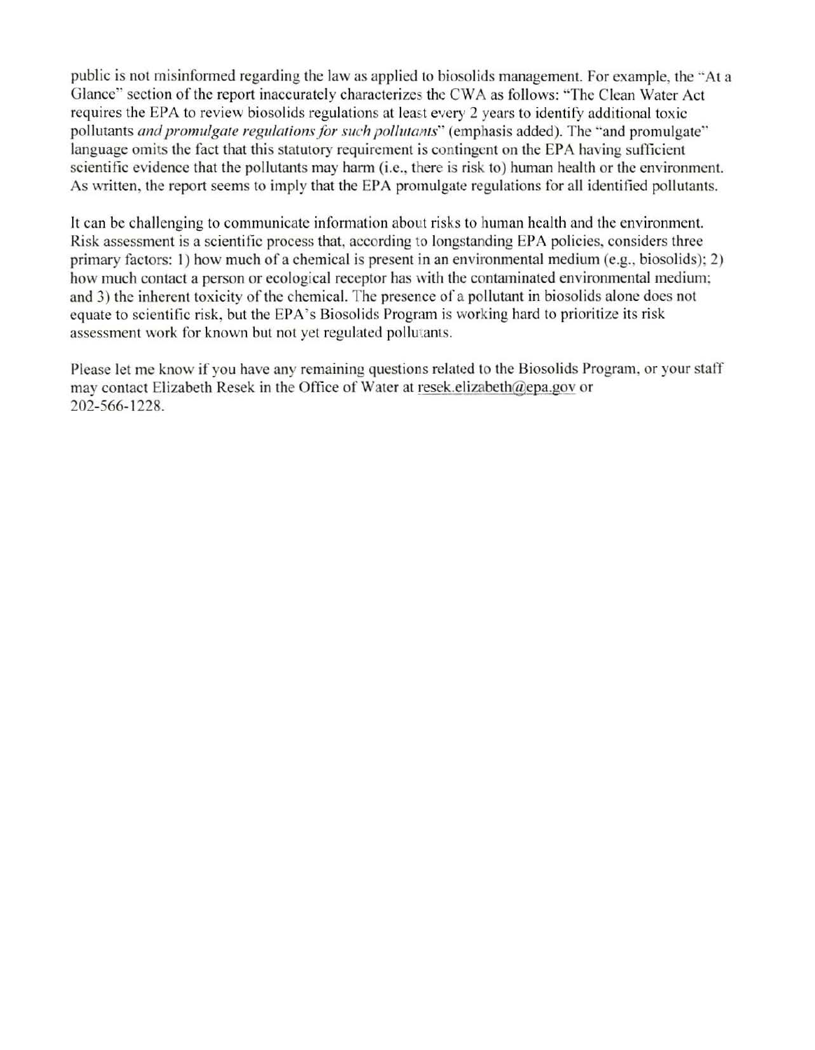public is not misinformed regarding the law as applied to biosolids management. For example, the "At a Glance" section of the report inaccurately characterizes the CWA as follows: "The Clean Water Act requires the EPA to review biosolids regulations at least every 2 years to identify additional toxic pollutants *and promulgate regulations for such pollutants*" (emphasis added). The "and promulgate" language omits the fact that this statutory requirement is contingent on the EPA having sufficient scientific evidence that the pollutants may harm (i.e., there is risk to) human health or the environment. As written, the report seems to imply that the EPA promulgate regulations for all identified pollutants.

It can be challenging to communicate information about risks to human health and the environment. Risk assessment is a scientific process that, according to longstanding EPA policies, considers three primary factors: 1) how much of a chemical is present in an environmental medium (e.g., biosolids); 2) how much contact a person or ecological receptor has with the contaminated environmental medium; and 3) the inherent toxicity of the chemical. The presence of a pollutant in biosolids alone does not equate to scientific risk, but the EPA's Biosolids Program is working hard to prioritize its risk assessment work for known but not yet regulated pollutants.

Please let me know if you have any remaining questions related to the Biosolids Program, or your staff may contact Elizabeth Resek in the Office of Water at resek.elizabeth@epa.gov or 202-566-1228.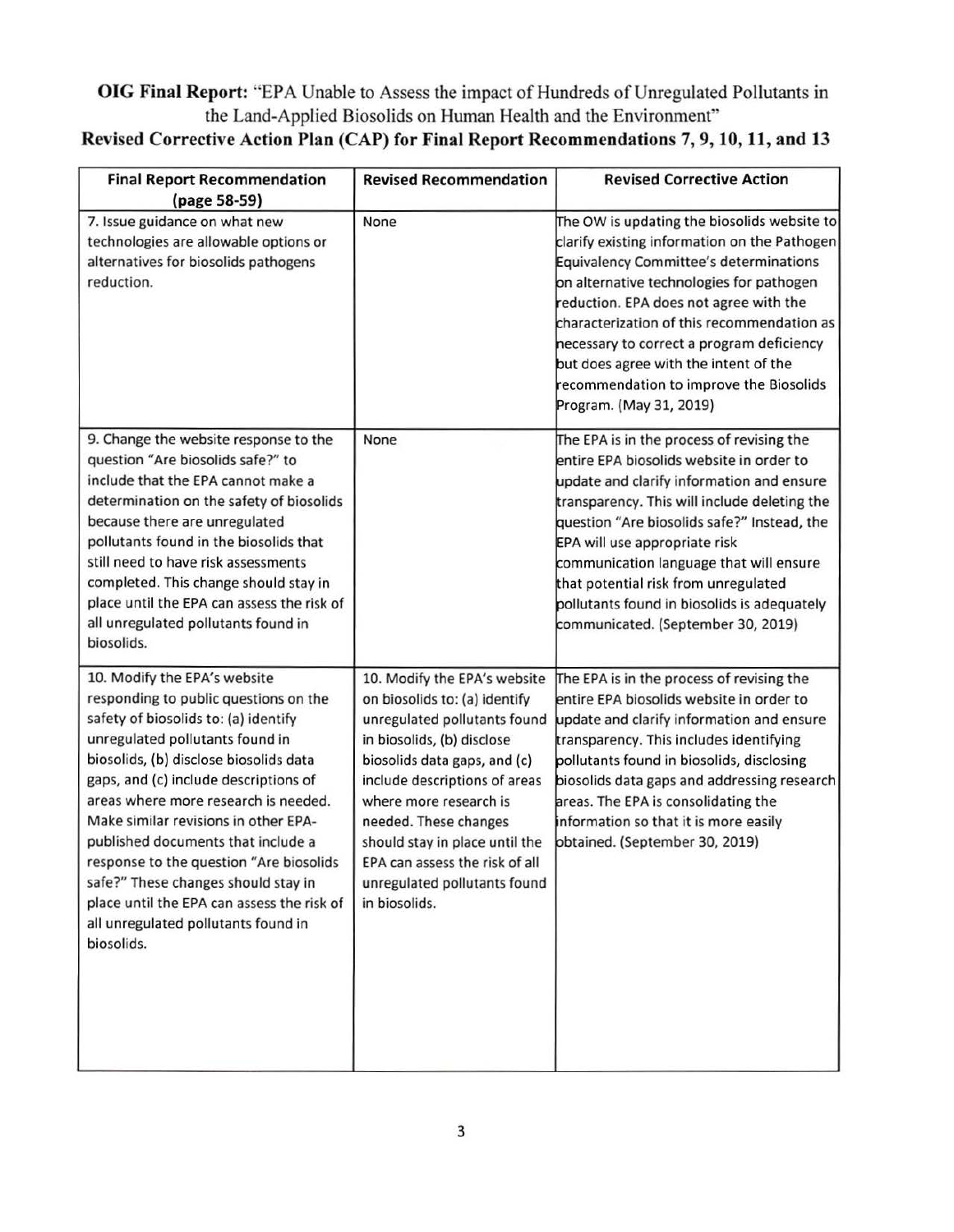**OIG Final Report:** "EPA Unable to Assess the impact of Hundreds of Unregulated Pollutants in the Land-Applied Biosolids on Human Health and the Environment"

**Revised Corrective Action Plan (CAP) for Final Report Recommendations 7, 9, 10, 11, and 13**

| Final Report Recommendation (page 58-59) | Revised Recommendation | Revised Corrective Action |
|---|---|---|
| 7. Issue guidance on what new technologies are allowable options or alternatives for biosolids pathogens reduction. | None | The OW is updating the biosolids website to clarify existing information on the Pathogen Equivalency Committee's determinations on alternative technologies for pathogen reduction. EPA does not agree with the characterization of this recommendation as necessary to correct a program deficiency but does agree with the intent of the recommendation to improve the Biosolids Program. (May 31, 2019) |
| 9. Change the website response to the question "Are biosolids safe?" to include that the EPA cannot make a determination on the safety of biosolids because there are unregulated pollutants found in the biosolids that still need to have risk assessments completed. This change should stay in place until the EPA can assess the risk of all unregulated pollutants found in biosolids. | None | The EPA is in the process of revising the entire EPA biosolids website in order to update and clarify information and ensure transparency. This will include deleting the question "Are biosolids safe?" Instead, the EPA will use appropriate risk communication language that will ensure that potential risk from unregulated pollutants found in biosolids is adequately communicated. (September 30, 2019) |
| 10. Modify the EPA's website responding to public questions on the safety of biosolids to: (a) identify unregulated pollutants found in biosolids, (b) disclose biosolids data gaps, and (c) include descriptions of areas where more research is needed. Make similar revisions in other EPA-published documents that include a response to the question "Are biosolids safe?" These changes should stay in place until the EPA can assess the risk of all unregulated pollutants found in biosolids. | 10. Modify the EPA's website on biosolids to: (a) identify unregulated pollutants found in biosolids, (b) disclose biosolids data gaps, and (c) include descriptions of areas where more research is needed. These changes should stay in place until the EPA can assess the risk of all unregulated pollutants found in biosolids. | The EPA is in the process of revising the entire EPA biosolids website in order to update and clarify information and ensure transparency. This includes identifying pollutants found in biosolids, disclosing biosolids data gaps and addressing research areas. The EPA is consolidating the information so that it is more easily obtained. (September 30, 2019) |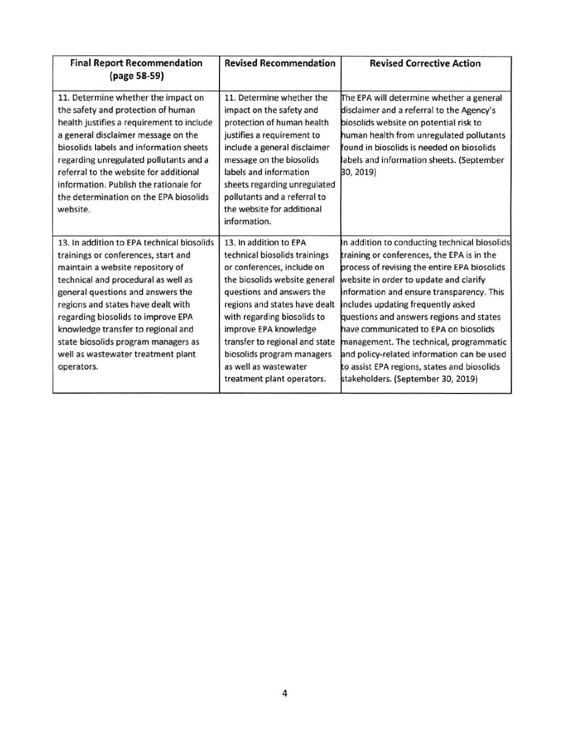| Final Report Recommendation (page 58-59) | Revised Recommendation | Revised Corrective Action |
|---|---|---|
| 11. Determine whether the impact on the safety and protection of human health justifies a requirement to include a general disclaimer message on the biosolids labels and information sheets regarding unregulated pollutants and a referral to the website for additional information. Publish the rationale for the determination on the EPA biosolids website. | 11. Determine whether the impact on the safety and protection of human health justifies a requirement to include a general disclaimer message on the biosolids labels and information sheets regarding unregulated pollutants and a referral to the website for additional information. | The EPA will determine whether a general disclaimer and a referral to the Agency's biosolids website on potential risk to human health from unregulated pollutants found in biosolids is needed on biosolids labels and information sheets. (September 30, 2019) |
| 13. In addition to EPA technical biosolids trainings or conferences, start and maintain a website repository of technical and procedural as well as general questions and answers the regions and states have dealt with regarding biosolids to improve EPA knowledge transfer to regional and state biosolids program managers as well as wastewater treatment plant operators. | 13. In addition to EPA technical biosolids trainings or conferences, include on the biosolids website general questions and answers the regions and states have dealt with regarding biosolids to improve EPA knowledge transfer to regional and state biosolids program managers as well as wastewater treatment plant operators. | In addition to conducting technical biosolids training or conferences, the EPA is in the process of revising the entire EPA biosolids website in order to update and clarify information and ensure transparency. This includes updating frequently asked questions and answers regions and states have communicated to EPA on biosolids management. The technical, programmatic and policy-related information can be used to assist EPA regions, states and biosolids stakeholders. (September 30, 2019) |